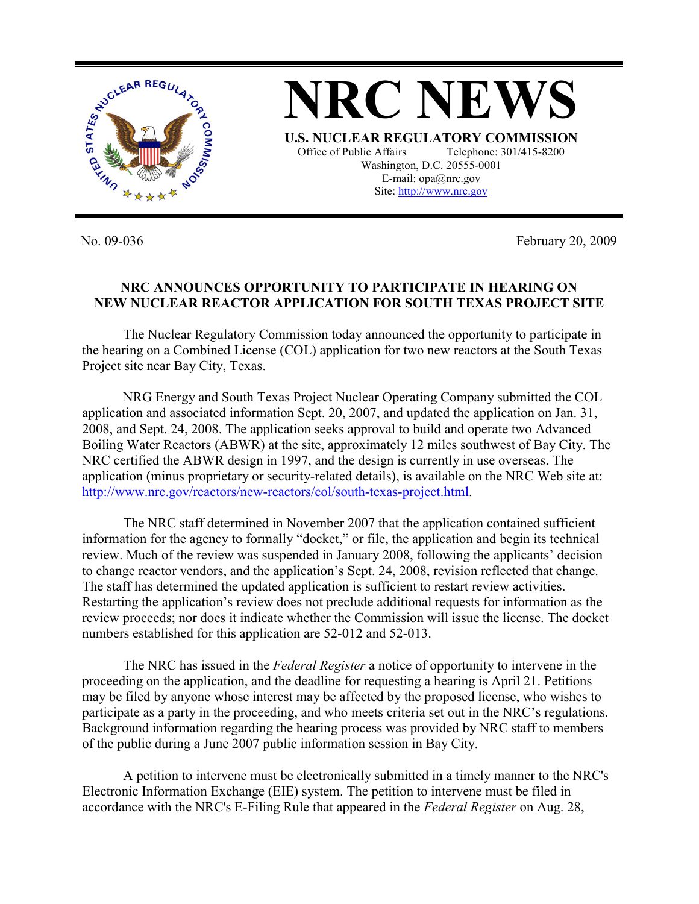# NRC NEWS

**U.S. NUCLEAR REGULATORY COMMISSION**

Office of Public Affairs Telephone: 301/415-8200
Washington, D.C. 20555-0001
E-mail: opa@nrc.gov
Site: http://www.nrc.gov

No. 09-036 February 20, 2009

**NRC ANNOUNCES OPPORTUNITY TO PARTICIPATE IN HEARING ON NEW NUCLEAR REACTOR APPLICATION FOR SOUTH TEXAS PROJECT SITE**

The Nuclear Regulatory Commission today announced the opportunity to participate in the hearing on a Combined License (COL) application for two new reactors at the South Texas Project site near Bay City, Texas.

NRG Energy and South Texas Project Nuclear Operating Company submitted the COL application and associated information Sept. 20, 2007, and updated the application on Jan. 31, 2008, and Sept. 24, 2008. The application seeks approval to build and operate two Advanced Boiling Water Reactors (ABWR) at the site, approximately 12 miles southwest of Bay City. The NRC certified the ABWR design in 1997, and the design is currently in use overseas. The application (minus proprietary or security-related details), is available on the NRC Web site at: http://www.nrc.gov/reactors/new-reactors/col/south-texas-project.html.

The NRC staff determined in November 2007 that the application contained sufficient information for the agency to formally "docket," or file, the application and begin its technical review. Much of the review was suspended in January 2008, following the applicants' decision to change reactor vendors, and the application's Sept. 24, 2008, revision reflected that change. The staff has determined the updated application is sufficient to restart review activities. Restarting the application's review does not preclude additional requests for information as the review proceeds; nor does it indicate whether the Commission will issue the license. The docket numbers established for this application are 52-012 and 52-013.

The NRC has issued in the *Federal Register* a notice of opportunity to intervene in the proceeding on the application, and the deadline for requesting a hearing is April 21. Petitions may be filed by anyone whose interest may be affected by the proposed license, who wishes to participate as a party in the proceeding, and who meets criteria set out in the NRC's regulations. Background information regarding the hearing process was provided by NRC staff to members of the public during a June 2007 public information session in Bay City.

A petition to intervene must be electronically submitted in a timely manner to the NRC's Electronic Information Exchange (EIE) system. The petition to intervene must be filed in accordance with the NRC's E-Filing Rule that appeared in the *Federal Register* on Aug. 28,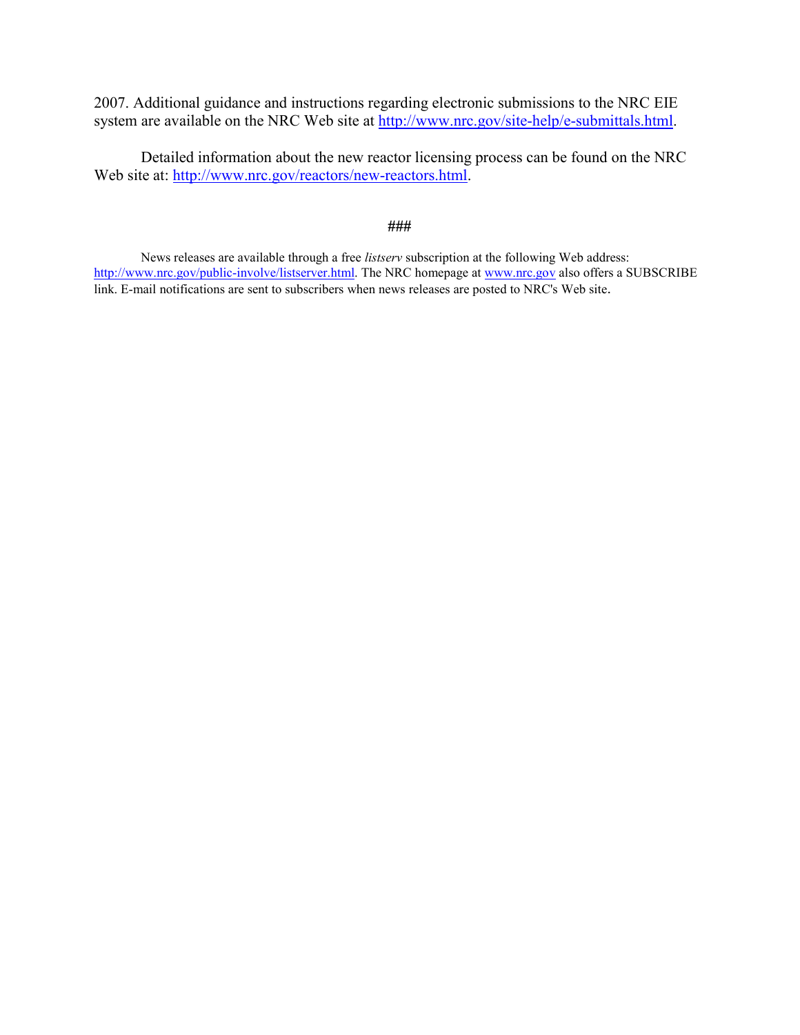2007. Additional guidance and instructions regarding electronic submissions to the NRC EIE system are available on the NRC Web site at http://www.nrc.gov/site-help/e-submittals.html.

Detailed information about the new reactor licensing process can be found on the NRC Web site at: http://www.nrc.gov/reactors/new-reactors.html.

###

News releases are available through a free *listserv* subscription at the following Web address: http://www.nrc.gov/public-involve/listserver.html. The NRC homepage at www.nrc.gov also offers a SUBSCRIBE link. E-mail notifications are sent to subscribers when news releases are posted to NRC's Web site.